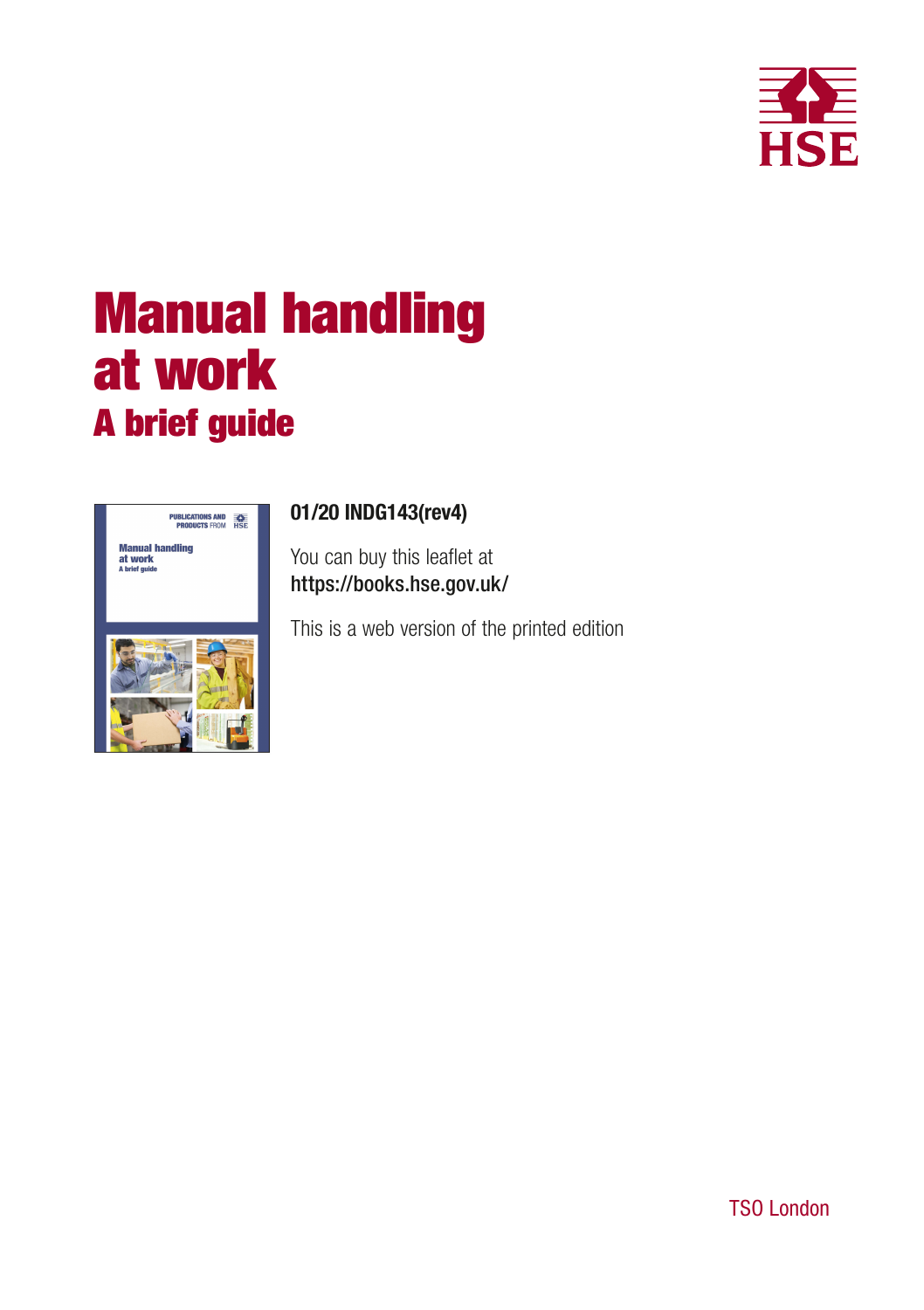# Manual handling at work

## A brief guide

**01/20 INDG143(rev4)**

You can buy this leaflet at https://books.hse.gov.uk/

This is a web version of the printed edition

TSO London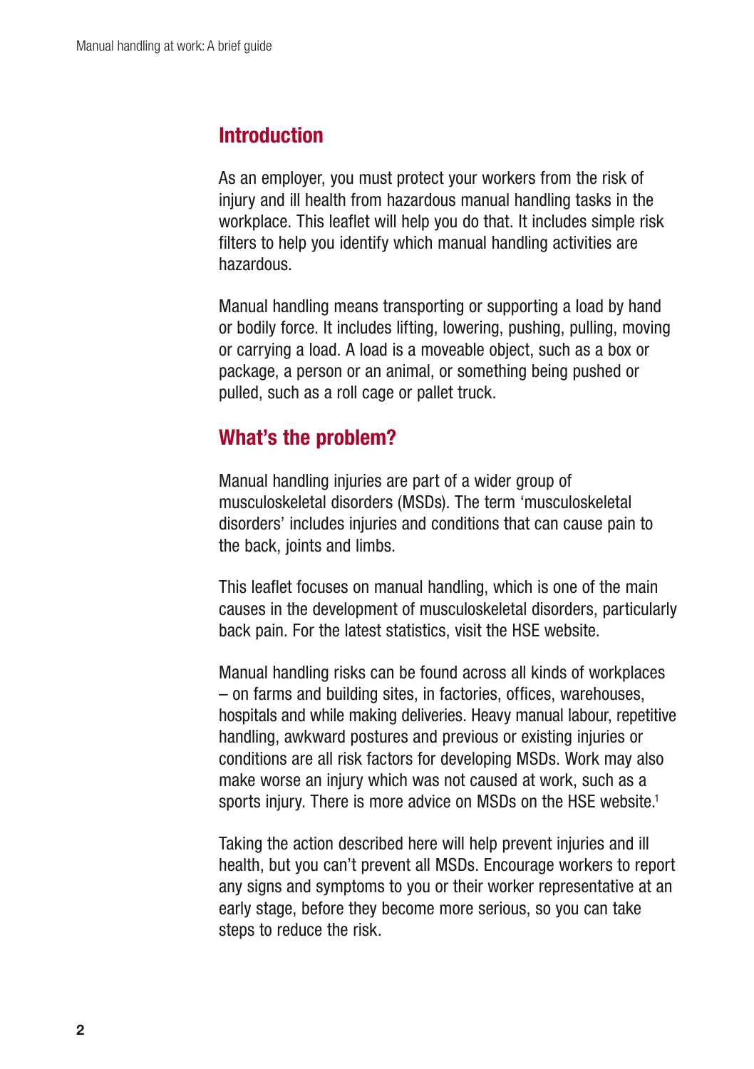## Introduction

As an employer, you must protect your workers from the risk of injury and ill health from hazardous manual handling tasks in the workplace. This leaflet will help you do that. It includes simple risk filters to help you identify which manual handling activities are hazardous.

Manual handling means transporting or supporting a load by hand or bodily force. It includes lifting, lowering, pushing, pulling, moving or carrying a load. A load is a moveable object, such as a box or package, a person or an animal, or something being pushed or pulled, such as a roll cage or pallet truck.

## What's the problem?

Manual handling injuries are part of a wider group of musculoskeletal disorders (MSDs). The term 'musculoskeletal disorders' includes injuries and conditions that can cause pain to the back, joints and limbs.

This leaflet focuses on manual handling, which is one of the main causes in the development of musculoskeletal disorders, particularly back pain. For the latest statistics, visit the HSE website.

Manual handling risks can be found across all kinds of workplaces – on farms and building sites, in factories, offices, warehouses, hospitals and while making deliveries. Heavy manual labour, repetitive handling, awkward postures and previous or existing injuries or conditions are all risk factors for developing MSDs. Work may also make worse an injury which was not caused at work, such as a sports injury. There is more advice on MSDs on the HSE website.[1]

Taking the action described here will help prevent injuries and ill health, but you can't prevent all MSDs. Encourage workers to report any signs and symptoms to you or their worker representative at an early stage, before they become more serious, so you can take steps to reduce the risk.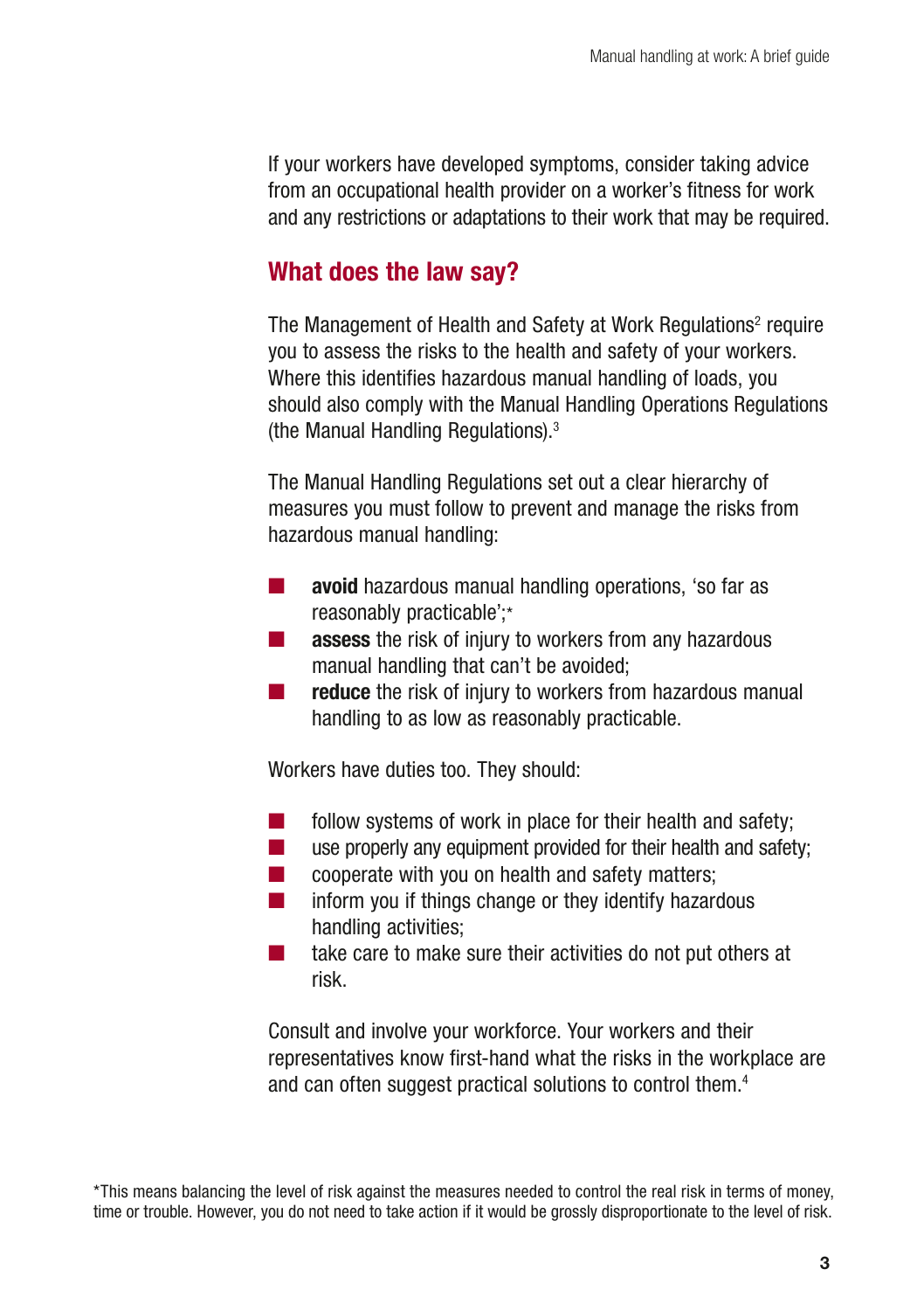If your workers have developed symptoms, consider taking advice from an occupational health provider on a worker's fitness for work and any restrictions or adaptations to their work that may be required.

## What does the law say?

The Management of Health and Safety at Work Regulations[2] require you to assess the risks to the health and safety of your workers. Where this identifies hazardous manual handling of loads, you should also comply with the Manual Handling Operations Regulations (the Manual Handling Regulations).[3]

The Manual Handling Regulations set out a clear hierarchy of measures you must follow to prevent and manage the risks from hazardous manual handling:

- **avoid** hazardous manual handling operations, 'so far as reasonably practicable';*
- **assess** the risk of injury to workers from any hazardous manual handling that can't be avoided;
- **reduce** the risk of injury to workers from hazardous manual handling to as low as reasonably practicable.

Workers have duties too. They should:

- follow systems of work in place for their health and safety;
- use properly any equipment provided for their health and safety;
- cooperate with you on health and safety matters;
- inform you if things change or they identify hazardous handling activities;
- take care to make sure their activities do not put others at risk.

Consult and involve your workforce. Your workers and their representatives know first-hand what the risks in the workplace are and can often suggest practical solutions to control them.[4]

*This means balancing the level of risk against the measures needed to control the real risk in terms of money, time or trouble. However, you do not need to take action if it would be grossly disproportionate to the level of risk.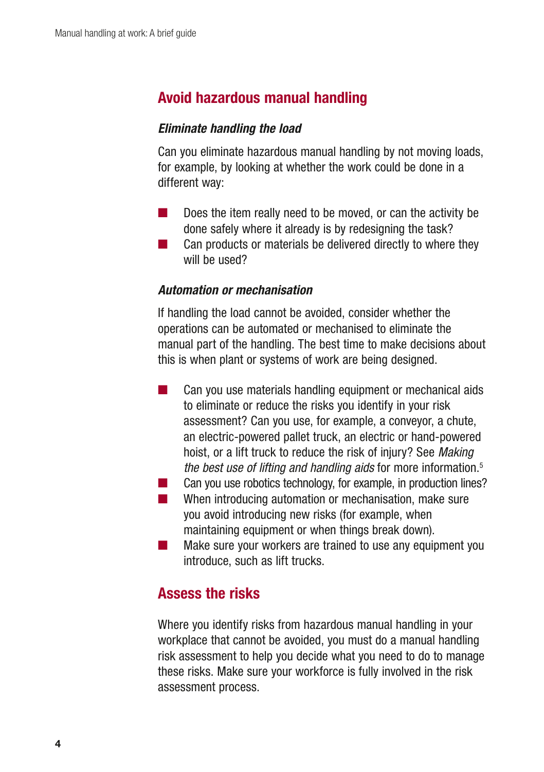## Avoid hazardous manual handling

### *Eliminate handling the load*

Can you eliminate hazardous manual handling by not moving loads, for example, by looking at whether the work could be done in a different way:

- Does the item really need to be moved, or can the activity be done safely where it already is by redesigning the task?
- Can products or materials be delivered directly to where they will be used?

### *Automation or mechanisation*

If handling the load cannot be avoided, consider whether the operations can be automated or mechanised to eliminate the manual part of the handling. The best time to make decisions about this is when plant or systems of work are being designed.

- Can you use materials handling equipment or mechanical aids to eliminate or reduce the risks you identify in your risk assessment? Can you use, for example, a conveyor, a chute, an electric-powered pallet truck, an electric or hand-powered hoist, or a lift truck to reduce the risk of injury? See *Making the best use of lifting and handling aids* for more information.[5]
- Can you use robotics technology, for example, in production lines?
- When introducing automation or mechanisation, make sure you avoid introducing new risks (for example, when maintaining equipment or when things break down).
- Make sure your workers are trained to use any equipment you introduce, such as lift trucks.

## Assess the risks

Where you identify risks from hazardous manual handling in your workplace that cannot be avoided, you must do a manual handling risk assessment to help you decide what you need to do to manage these risks. Make sure your workforce is fully involved in the risk assessment process.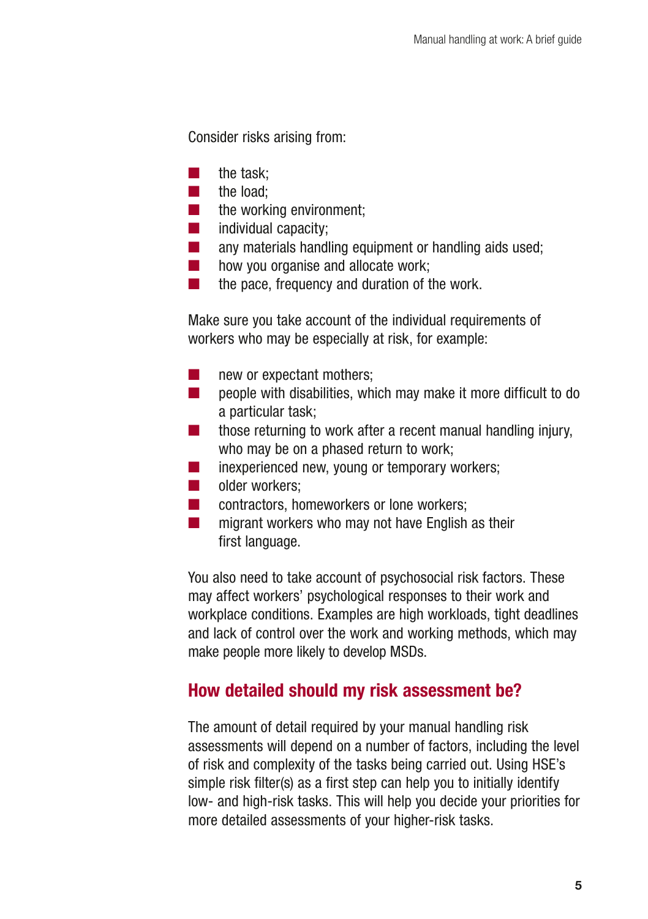Consider risks arising from:

- the task;
- the load;
- the working environment;
- individual capacity;
- any materials handling equipment or handling aids used;
- how you organise and allocate work;
- the pace, frequency and duration of the work.

Make sure you take account of the individual requirements of workers who may be especially at risk, for example:

- new or expectant mothers;
- people with disabilities, which may make it more difficult to do a particular task;
- those returning to work after a recent manual handling injury, who may be on a phased return to work;
- inexperienced new, young or temporary workers;
- older workers;
- contractors, homeworkers or lone workers;
- migrant workers who may not have English as their first language.

You also need to take account of psychosocial risk factors. These may affect workers' psychological responses to their work and workplace conditions. Examples are high workloads, tight deadlines and lack of control over the work and working methods, which may make people more likely to develop MSDs.

## How detailed should my risk assessment be?

The amount of detail required by your manual handling risk assessments will depend on a number of factors, including the level of risk and complexity of the tasks being carried out. Using HSE's simple risk filter(s) as a first step can help you to initially identify low- and high-risk tasks. This will help you decide your priorities for more detailed assessments of your higher-risk tasks.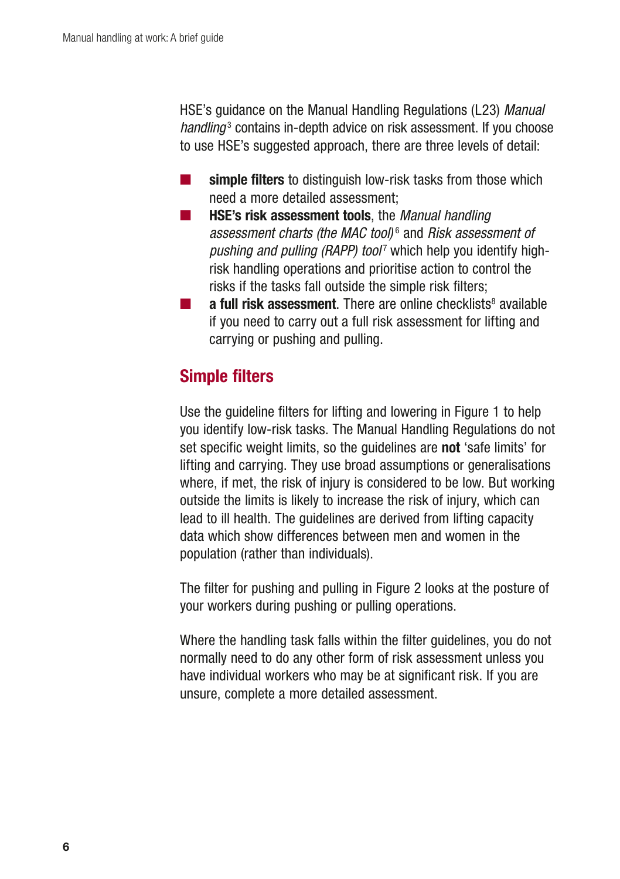HSE's guidance on the Manual Handling Regulations (L23) *Manual handling*[3] contains in-depth advice on risk assessment. If you choose to use HSE's suggested approach, there are three levels of detail:

- **simple filters** to distinguish low-risk tasks from those which need a more detailed assessment;
- **HSE's risk assessment tools**, the *Manual handling assessment charts (the MAC tool)*[6] and *Risk assessment of pushing and pulling (RAPP) tool*[7] which help you identify high-risk handling operations and prioritise action to control the risks if the tasks fall outside the simple risk filters;
- **a full risk assessment**. There are online checklists[8] available if you need to carry out a full risk assessment for lifting and carrying or pushing and pulling.

## Simple filters

Use the guideline filters for lifting and lowering in Figure 1 to help you identify low-risk tasks. The Manual Handling Regulations do not set specific weight limits, so the guidelines are **not** 'safe limits' for lifting and carrying. They use broad assumptions or generalisations where, if met, the risk of injury is considered to be low. But working outside the limits is likely to increase the risk of injury, which can lead to ill health. The guidelines are derived from lifting capacity data which show differences between men and women in the population (rather than individuals).

The filter for pushing and pulling in Figure 2 looks at the posture of your workers during pushing or pulling operations.

Where the handling task falls within the filter guidelines, you do not normally need to do any other form of risk assessment unless you have individual workers who may be at significant risk. If you are unsure, complete a more detailed assessment.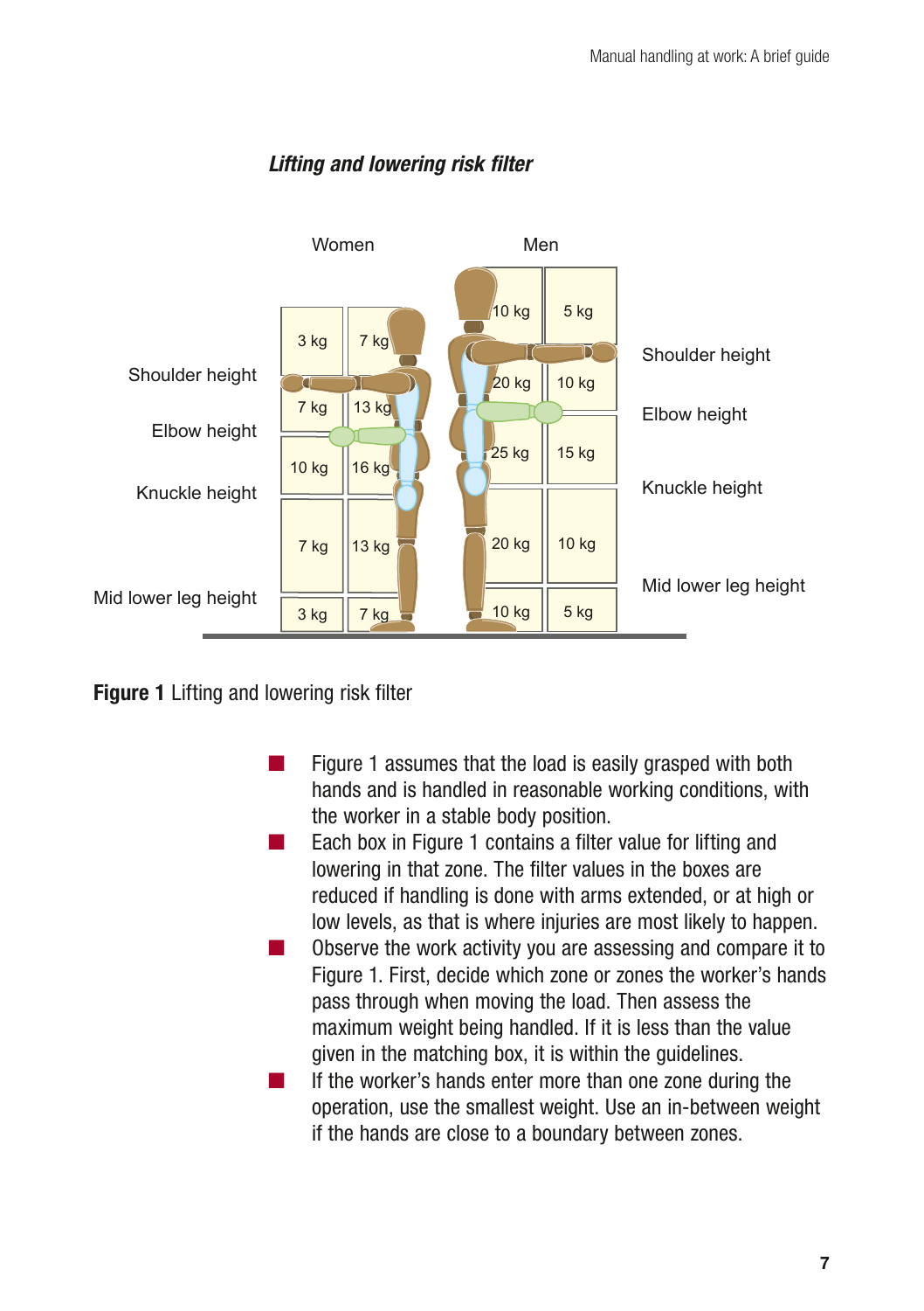*Lifting and lowering risk filter*

| Zone | Women | | Men | |
|---|---|---|---|---|
| Above shoulder height | 3 kg | 7 kg | 10 kg | 5 kg |
| Shoulder to elbow height | 7 kg | 13 kg | 20 kg | 10 kg |
| Elbow to knuckle height | 10 kg | 16 kg | 25 kg | 15 kg |
| Knuckle to mid lower leg height | 7 kg | 13 kg | 20 kg | 10 kg |
| Below mid lower leg height | 3 kg | 7 kg | 10 kg | 5 kg |

**Figure 1** Lifting and lowering risk filter

- Figure 1 assumes that the load is easily grasped with both hands and is handled in reasonable working conditions, with the worker in a stable body position.
- Each box in Figure 1 contains a filter value for lifting and lowering in that zone. The filter values in the boxes are reduced if handling is done with arms extended, or at high or low levels, as that is where injuries are most likely to happen.
- Observe the work activity you are assessing and compare it to Figure 1. First, decide which zone or zones the worker's hands pass through when moving the load. Then assess the maximum weight being handled. If it is less than the value given in the matching box, it is within the guidelines.
- If the worker's hands enter more than one zone during the operation, use the smallest weight. Use an in-between weight if the hands are close to a boundary between zones.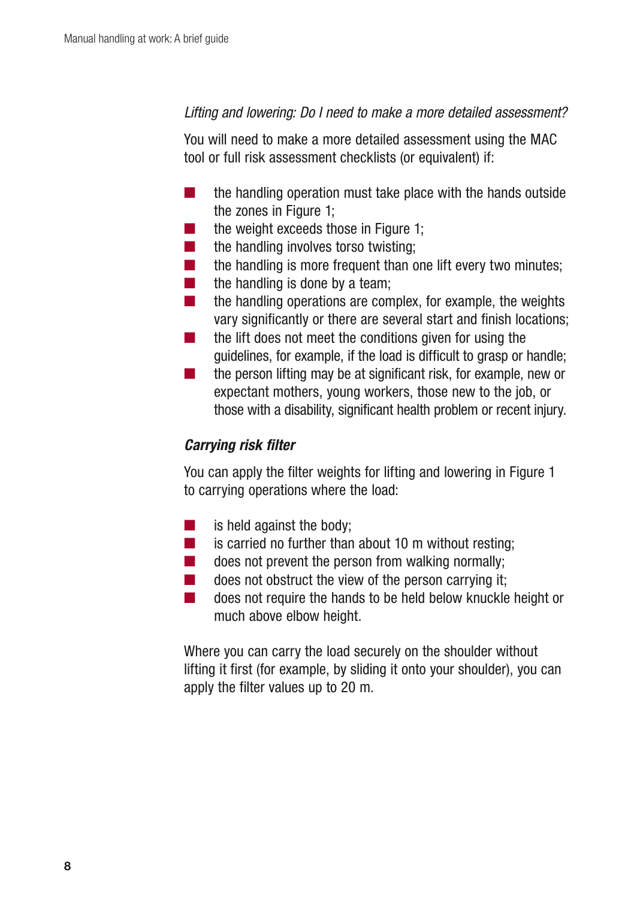*Lifting and lowering: Do I need to make a more detailed assessment?*

You will need to make a more detailed assessment using the MAC tool or full risk assessment checklists (or equivalent) if:

- the handling operation must take place with the hands outside the zones in Figure 1;
- the weight exceeds those in Figure 1;
- the handling involves torso twisting;
- the handling is more frequent than one lift every two minutes;
- the handling is done by a team;
- the handling operations are complex, for example, the weights vary significantly or there are several start and finish locations;
- the lift does not meet the conditions given for using the guidelines, for example, if the load is difficult to grasp or handle;
- the person lifting may be at significant risk, for example, new or expectant mothers, young workers, those new to the job, or those with a disability, significant health problem or recent injury.

### *Carrying risk filter*

You can apply the filter weights for lifting and lowering in Figure 1 to carrying operations where the load:

- is held against the body;
- is carried no further than about 10 m without resting;
- does not prevent the person from walking normally;
- does not obstruct the view of the person carrying it;
- does not require the hands to be held below knuckle height or much above elbow height.

Where you can carry the load securely on the shoulder without lifting it first (for example, by sliding it onto your shoulder), you can apply the filter values up to 20 m.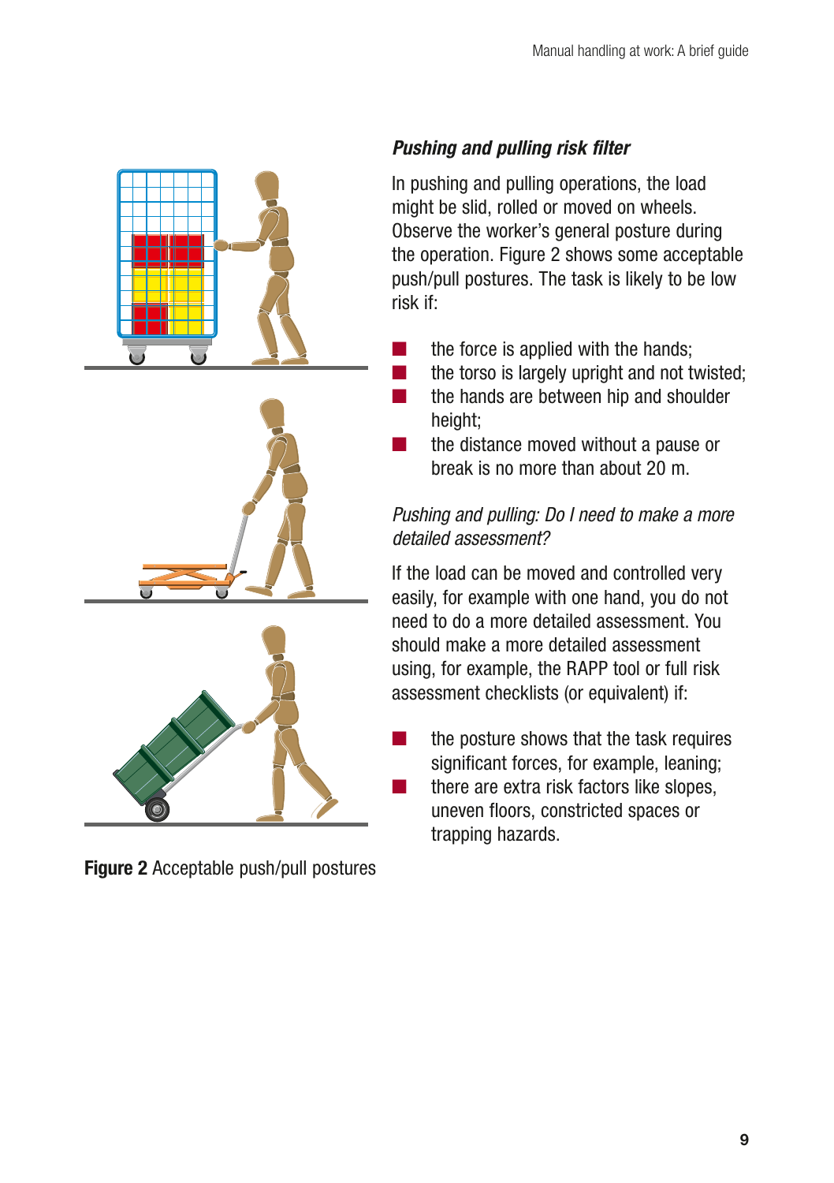Figure 2 Acceptable push/pull postures

### *Pushing and pulling risk filter*

In pushing and pulling operations, the load might be slid, rolled or moved on wheels. Observe the worker's general posture during the operation. Figure 2 shows some acceptable push/pull postures. The task is likely to be low risk if:

- the force is applied with the hands;
- the torso is largely upright and not twisted;
- the hands are between hip and shoulder height;
- the distance moved without a pause or break is no more than about 20 m.

*Pushing and pulling: Do I need to make a more detailed assessment?*

If the load can be moved and controlled very easily, for example with one hand, you do not need to do a more detailed assessment. You should make a more detailed assessment using, for example, the RAPP tool or full risk assessment checklists (or equivalent) if:

- the posture shows that the task requires significant forces, for example, leaning;
- there are extra risk factors like slopes, uneven floors, constricted spaces or trapping hazards.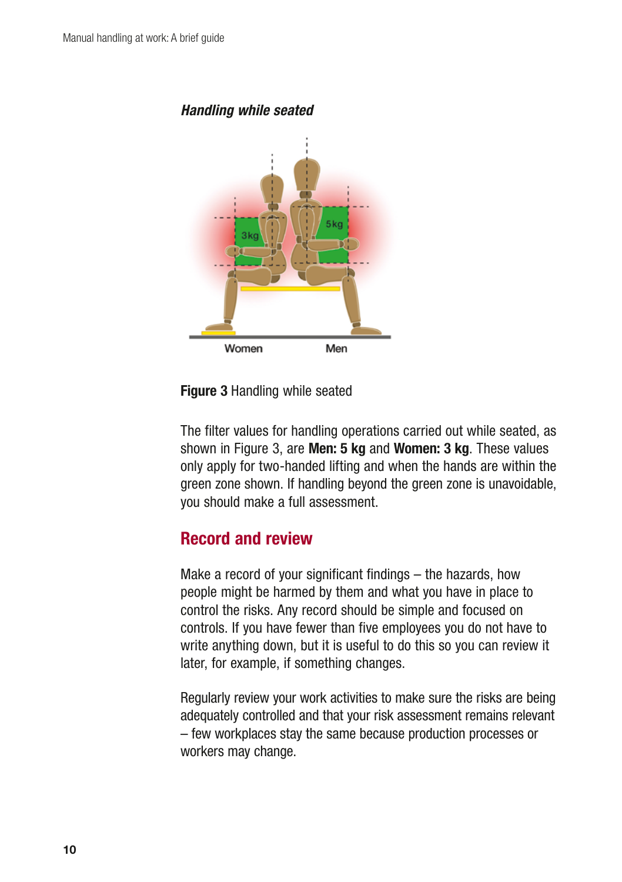### *Handling while seated*

**Figure 3** Handling while seated

The filter values for handling operations carried out while seated, as shown in Figure 3, are **Men: 5 kg** and **Women: 3 kg**. These values only apply for two-handed lifting and when the hands are within the green zone shown. If handling beyond the green zone is unavoidable, you should make a full assessment.

## Record and review

Make a record of your significant findings – the hazards, how people might be harmed by them and what you have in place to control the risks. Any record should be simple and focused on controls. If you have fewer than five employees you do not have to write anything down, but it is useful to do this so you can review it later, for example, if something changes.

Regularly review your work activities to make sure the risks are being adequately controlled and that your risk assessment remains relevant – few workplaces stay the same because production processes or workers may change.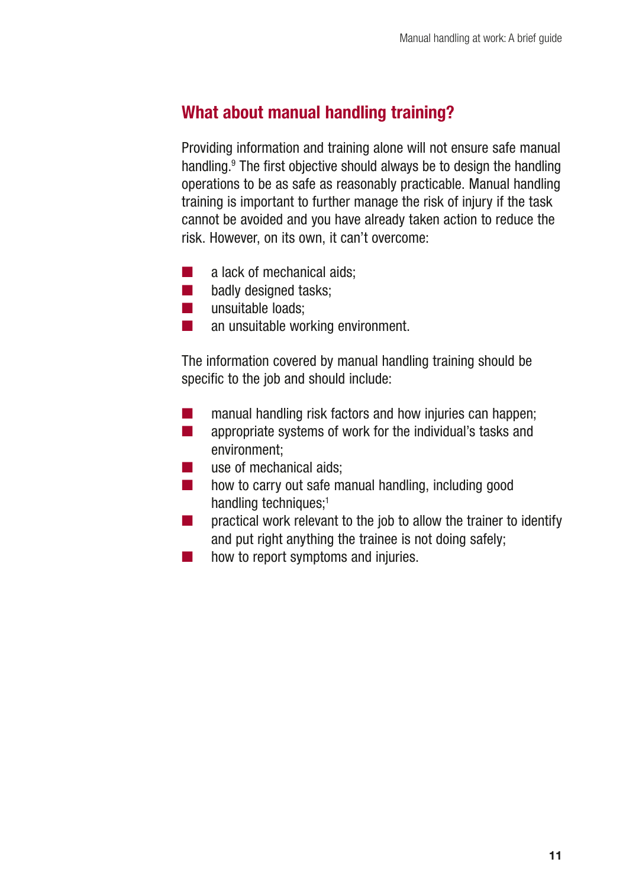## What about manual handling training?

Providing information and training alone will not ensure safe manual handling.[9] The first objective should always be to design the handling operations to be as safe as reasonably practicable. Manual handling training is important to further manage the risk of injury if the task cannot be avoided and you have already taken action to reduce the risk. However, on its own, it can't overcome:

- a lack of mechanical aids;
- badly designed tasks;
- unsuitable loads;
- an unsuitable working environment.

The information covered by manual handling training should be specific to the job and should include:

- manual handling risk factors and how injuries can happen;
- appropriate systems of work for the individual's tasks and environment;
- use of mechanical aids;
- how to carry out safe manual handling, including good handling techniques;[1]
- practical work relevant to the job to allow the trainer to identify and put right anything the trainee is not doing safely;
- how to report symptoms and injuries.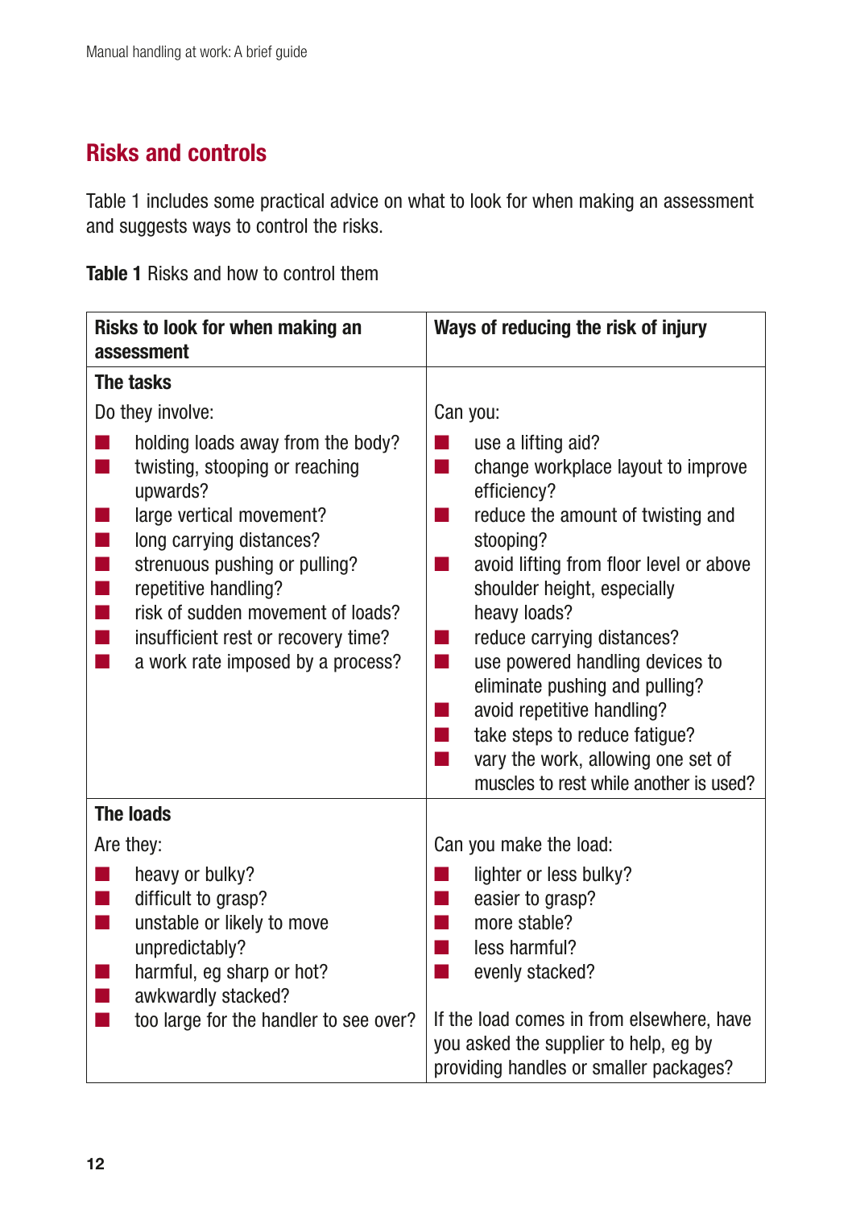## Risks and controls

Table 1 includes some practical advice on what to look for when making an assessment and suggests ways to control the risks.

**Table 1** Risks and how to control them

| Risks to look for when making an assessment | Ways of reducing the risk of injury |
|---|---|
| **The tasks**<br>Do they involve:<br>- holding loads away from the body?<br>- twisting, stooping or reaching upwards?<br>- large vertical movement?<br>- long carrying distances?<br>- strenuous pushing or pulling?<br>- repetitive handling?<br>- risk of sudden movement of loads?<br>- insufficient rest or recovery time?<br>- a work rate imposed by a process? | Can you:<br>- use a lifting aid?<br>- change workplace layout to improve efficiency?<br>- reduce the amount of twisting and stooping?<br>- avoid lifting from floor level or above shoulder height, especially heavy loads?<br>- reduce carrying distances?<br>- use powered handling devices to eliminate pushing and pulling?<br>- avoid repetitive handling?<br>- take steps to reduce fatigue?<br>- vary the work, allowing one set of muscles to rest while another is used? |
| **The loads**<br>Are they:<br>- heavy or bulky?<br>- difficult to grasp?<br>- unstable or likely to move unpredictably?<br>- harmful, eg sharp or hot?<br>- awkwardly stacked?<br>- too large for the handler to see over? | Can you make the load:<br>- lighter or less bulky?<br>- easier to grasp?<br>- more stable?<br>- less harmful?<br>- evenly stacked?<br><br>If the load comes in from elsewhere, have you asked the supplier to help, eg by providing handles or smaller packages? |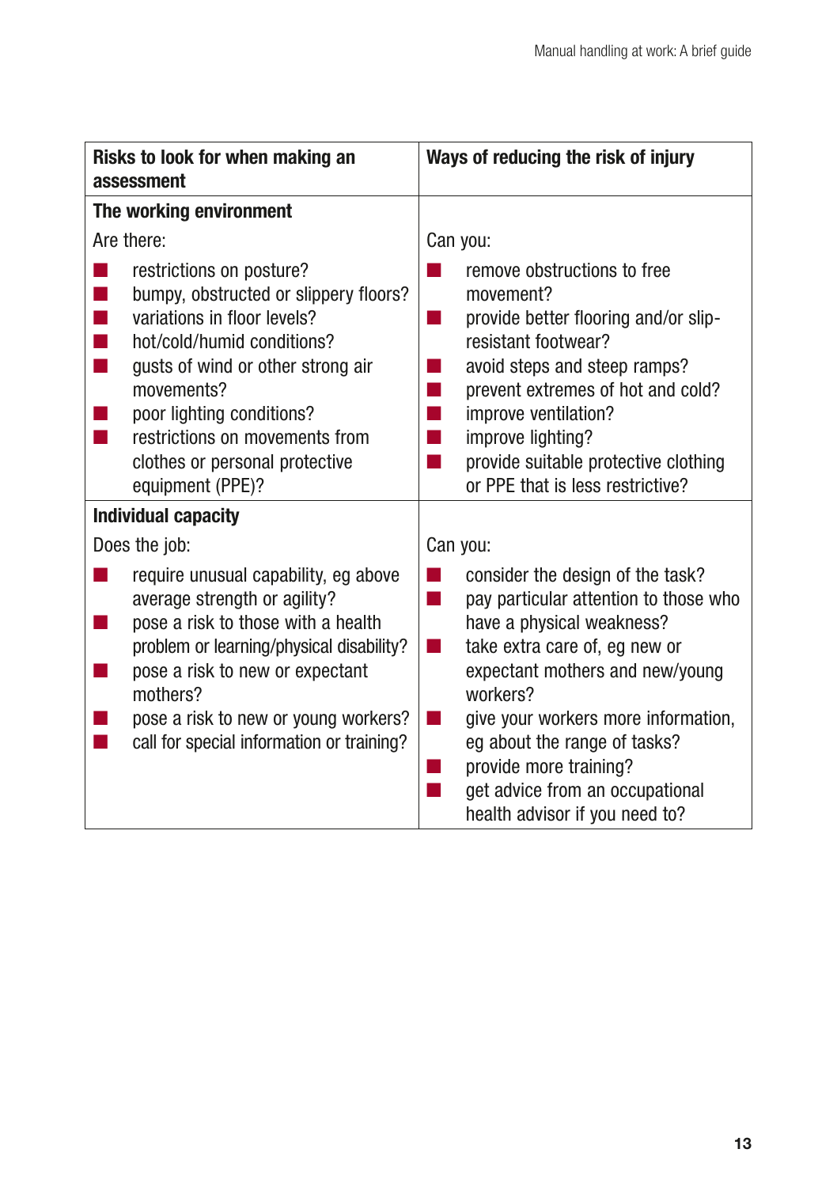| Risks to look for when making an assessment | Ways of reducing the risk of injury |
|---|---|
| **The working environment** | |
| Are there: | Can you: |
| ■ restrictions on posture?<br>■ bumpy, obstructed or slippery floors?<br>■ variations in floor levels?<br>■ hot/cold/humid conditions?<br>■ gusts of wind or other strong air movements?<br>■ poor lighting conditions?<br>■ restrictions on movements from clothes or personal protective equipment (PPE)? | ■ remove obstructions to free movement?<br>■ provide better flooring and/or slip-resistant footwear?<br>■ avoid steps and steep ramps?<br>■ prevent extremes of hot and cold?<br>■ improve ventilation?<br>■ improve lighting?<br>■ provide suitable protective clothing or PPE that is less restrictive? |
| **Individual capacity** | |
| Does the job: | Can you: |
| ■ require unusual capability, eg above average strength or agility?<br>■ pose a risk to those with a health problem or learning/physical disability?<br>■ pose a risk to new or expectant mothers?<br>■ pose a risk to new or young workers?<br>■ call for special information or training? | ■ consider the design of the task?<br>■ pay particular attention to those who have a physical weakness?<br>■ take extra care of, eg new or expectant mothers and new/young workers?<br>■ give your workers more information, eg about the range of tasks?<br>■ provide more training?<br>■ get advice from an occupational health advisor if you need to? |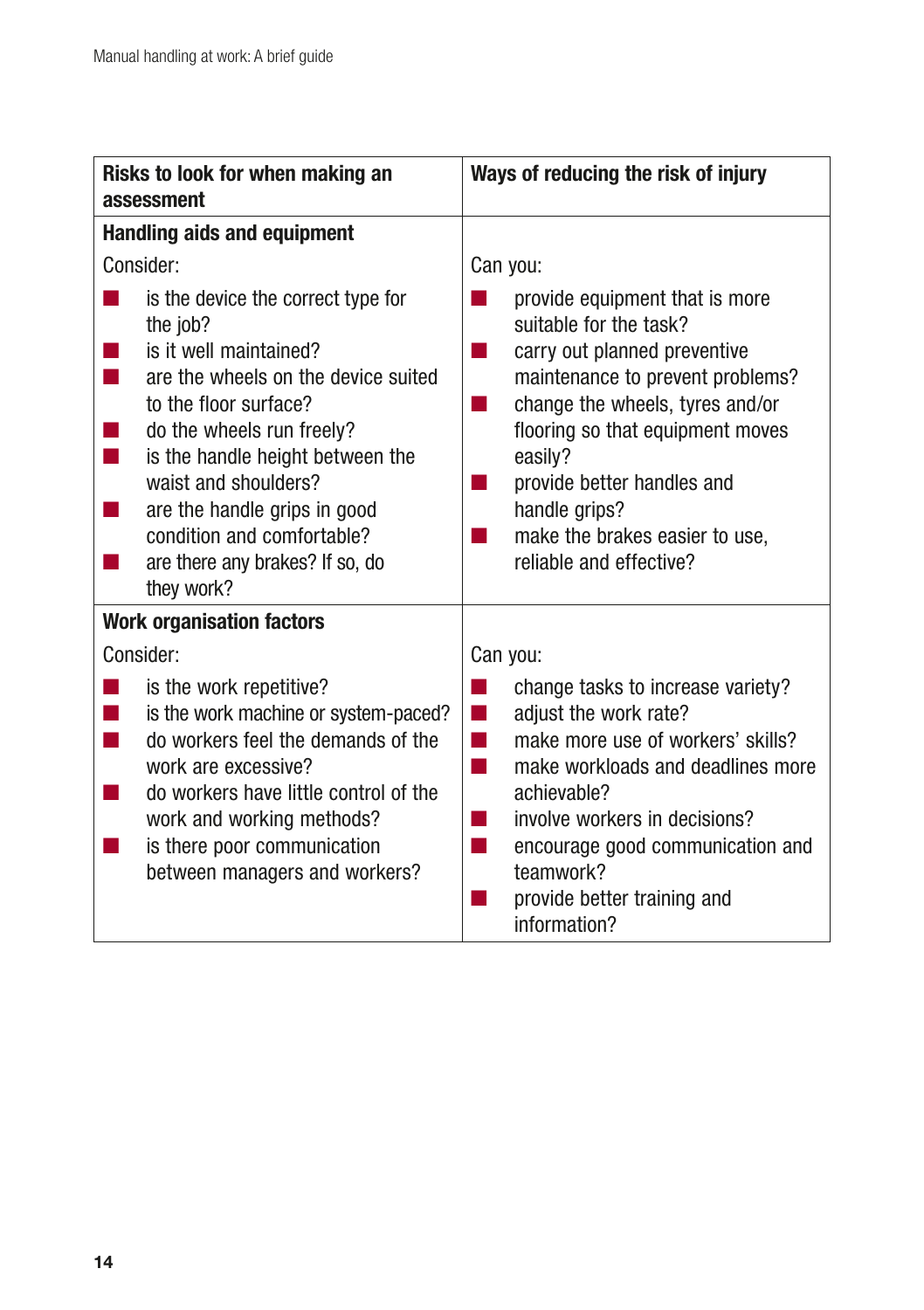| Risks to look for when making an assessment | Ways of reducing the risk of injury |
|---|---|
| **Handling aids and equipment** | |
| Consider: | Can you: |
| ■ is the device the correct type for the job?<br>■ is it well maintained?<br>■ are the wheels on the device suited to the floor surface?<br>■ do the wheels run freely?<br>■ is the handle height between the waist and shoulders?<br>■ are the handle grips in good condition and comfortable?<br>■ are there any brakes? If so, do they work? | ■ provide equipment that is more suitable for the task?<br>■ carry out planned preventive maintenance to prevent problems?<br>■ change the wheels, tyres and/or flooring so that equipment moves easily?<br>■ provide better handles and handle grips?<br>■ make the brakes easier to use, reliable and effective? |
| **Work organisation factors** | |
| Consider: | Can you: |
| ■ is the work repetitive?<br>■ is the work machine or system-paced?<br>■ do workers feel the demands of the work are excessive?<br>■ do workers have little control of the work and working methods?<br>■ is there poor communication between managers and workers? | ■ change tasks to increase variety?<br>■ adjust the work rate?<br>■ make more use of workers' skills?<br>■ make workloads and deadlines more achievable?<br>■ involve workers in decisions?<br>■ encourage good communication and teamwork?<br>■ provide better training and information? |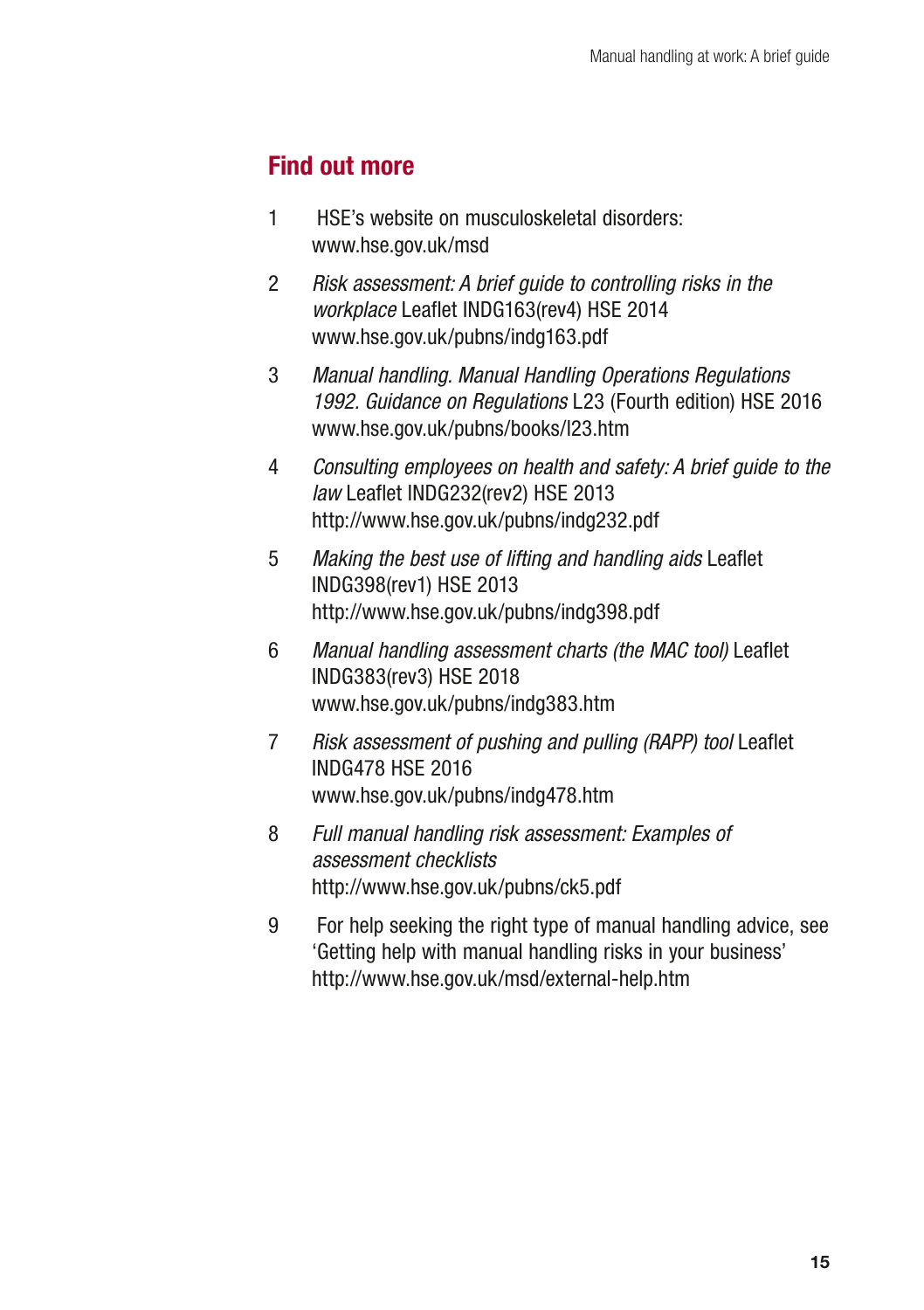## Find out more

1. HSE's website on musculoskeletal disorders: www.hse.gov.uk/msd

2. *Risk assessment: A brief guide to controlling risks in the workplace* Leaflet INDG163(rev4) HSE 2014 www.hse.gov.uk/pubns/indg163.pdf

3. *Manual handling. Manual Handling Operations Regulations 1992. Guidance on Regulations* L23 (Fourth edition) HSE 2016 www.hse.gov.uk/pubns/books/l23.htm

4. *Consulting employees on health and safety: A brief guide to the law* Leaflet INDG232(rev2) HSE 2013 http://www.hse.gov.uk/pubns/indg232.pdf

5. *Making the best use of lifting and handling aids* Leaflet INDG398(rev1) HSE 2013 http://www.hse.gov.uk/pubns/indg398.pdf

6. *Manual handling assessment charts (the MAC tool)* Leaflet INDG383(rev3) HSE 2018 www.hse.gov.uk/pubns/indg383.htm

7. *Risk assessment of pushing and pulling (RAPP) tool* Leaflet INDG478 HSE 2016 www.hse.gov.uk/pubns/indg478.htm

8. *Full manual handling risk assessment: Examples of assessment checklists* http://www.hse.gov.uk/pubns/ck5.pdf

9. For help seeking the right type of manual handling advice, see 'Getting help with manual handling risks in your business' http://www.hse.gov.uk/msd/external-help.htm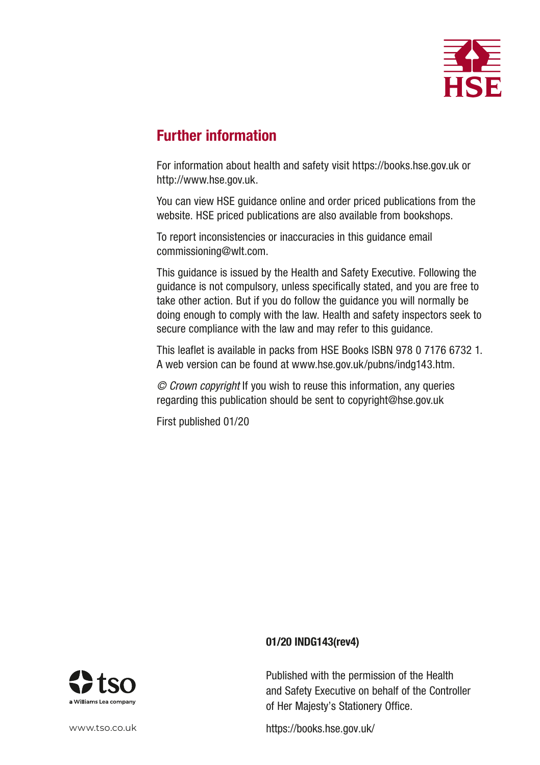## Further information

For information about health and safety visit https://books.hse.gov.uk or http://www.hse.gov.uk.

You can view HSE guidance online and order priced publications from the website. HSE priced publications are also available from bookshops.

To report inconsistencies or inaccuracies in this guidance email commissioning@wlt.com.

This guidance is issued by the Health and Safety Executive. Following the guidance is not compulsory, unless specifically stated, and you are free to take other action. But if you do follow the guidance you will normally be doing enough to comply with the law. Health and safety inspectors seek to secure compliance with the law and may refer to this guidance.

This leaflet is available in packs from HSE Books ISBN 978 0 7176 6732 1. A web version can be found at www.hse.gov.uk/pubns/indg143.htm.

*© Crown copyright* If you wish to reuse this information, any queries regarding this publication should be sent to copyright@hse.gov.uk

First published 01/20

**01/20 INDG143(rev4)**

Published with the permission of the Health and Safety Executive on behalf of the Controller of Her Majesty's Stationery Office.

https://books.hse.gov.uk/

tso
a Williams Lea company

www.tso.co.uk